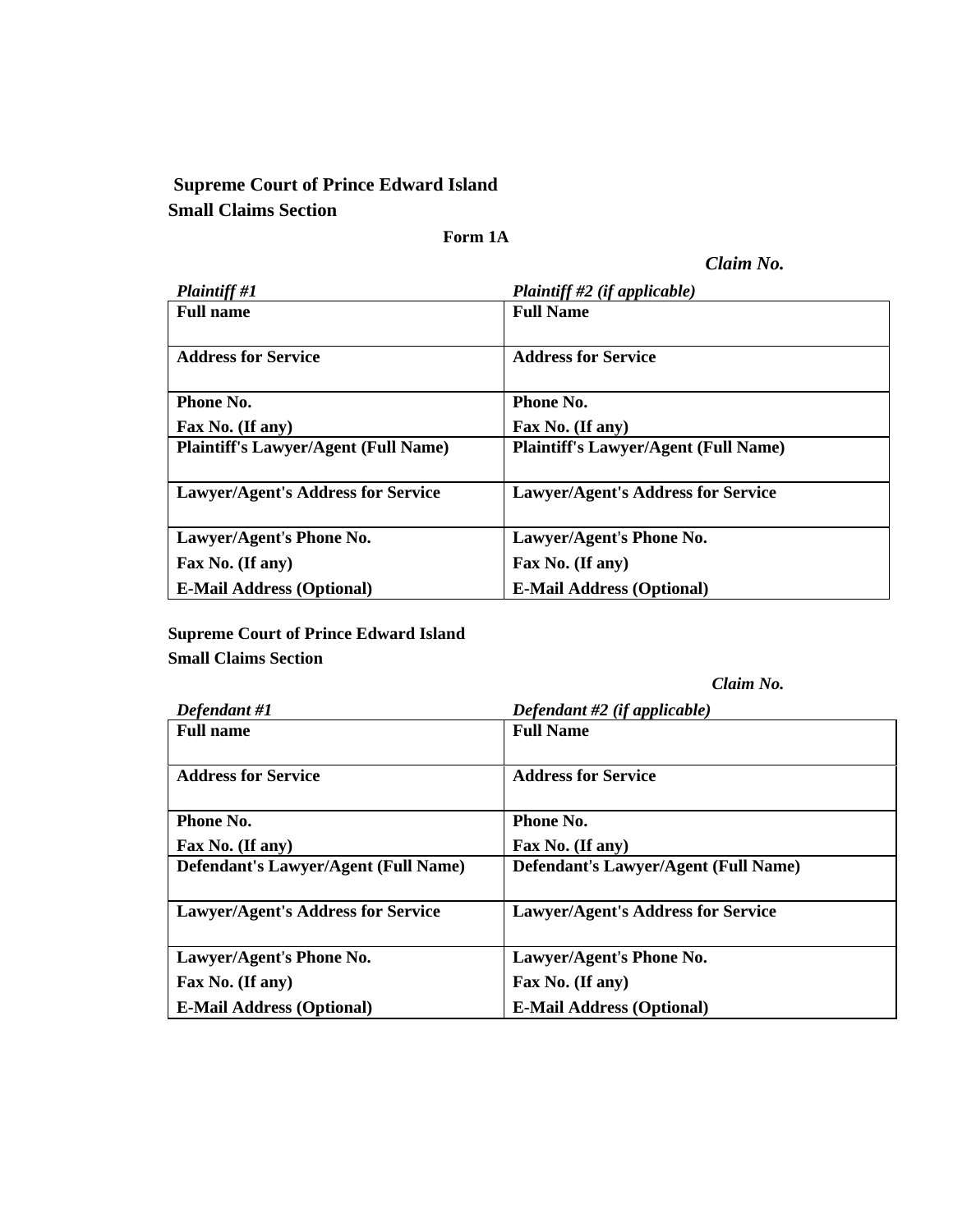**Supreme Court of Prince Edward Island**
**Small Claims Section**

**Form 1A**

***Claim No.***

| *Plaintiff #1* | *Plaintiff #2 (if applicable)* |
|---|---|
| **Full name** | **Full Name** |
| **Address for Service** | **Address for Service** |
| **Phone No.**<br>**Fax No. (If any)** | **Phone No.**<br>**Fax No. (If any)** |
| **Plaintiff's Lawyer/Agent (Full Name)** | **Plaintiff's Lawyer/Agent (Full Name)** |
| **Lawyer/Agent's Address for Service** | **Lawyer/Agent's Address for Service** |
| **Lawyer/Agent's Phone No.**<br>**Fax No. (If any)**<br>**E-Mail Address (Optional)** | **Lawyer/Agent's Phone No.**<br>**Fax No. (If any)**<br>**E-Mail Address (Optional)** |

**Supreme Court of Prince Edward Island**
**Small Claims Section**

***Claim No.***

| *Defendant #1* | *Defendant #2 (if applicable)* |
|---|---|
| **Full name** | **Full Name** |
| **Address for Service** | **Address for Service** |
| **Phone No.**<br>**Fax No. (If any)** | **Phone No.**<br>**Fax No. (If any)** |
| **Defendant's Lawyer/Agent (Full Name)** | **Defendant's Lawyer/Agent (Full Name)** |
| **Lawyer/Agent's Address for Service** | **Lawyer/Agent's Address for Service** |
| **Lawyer/Agent's Phone No.**<br>**Fax No. (If any)**<br>**E-Mail Address (Optional)** | **Lawyer/Agent's Phone No.**<br>**Fax No. (If any)**<br>**E-Mail Address (Optional)** |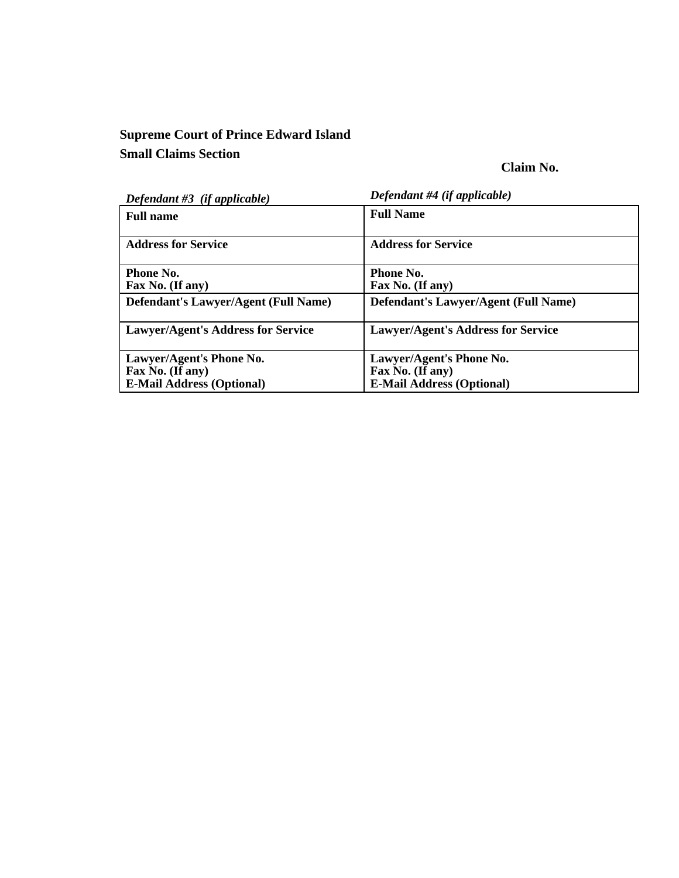**Supreme Court of Prince Edward Island**

**Small Claims Section**

**Claim No.**

| *Defendant #3 (if applicable)* | *Defendant #4 (if applicable)* |
|---|---|
| **Full name** | **Full Name** |
| **Address for Service** | **Address for Service** |
| **Phone No.**<br>**Fax No. (If any)** | **Phone No.**<br>**Fax No. (If any)** |
| **Defendant's Lawyer/Agent (Full Name)** | **Defendant's Lawyer/Agent (Full Name)** |
| **Lawyer/Agent's Address for Service** | **Lawyer/Agent's Address for Service** |
| **Lawyer/Agent's Phone No.**<br>**Fax No. (If any)**<br>**E-Mail Address (Optional)** | **Lawyer/Agent's Phone No.**<br>**Fax No. (If any)**<br>**E-Mail Address (Optional)** |